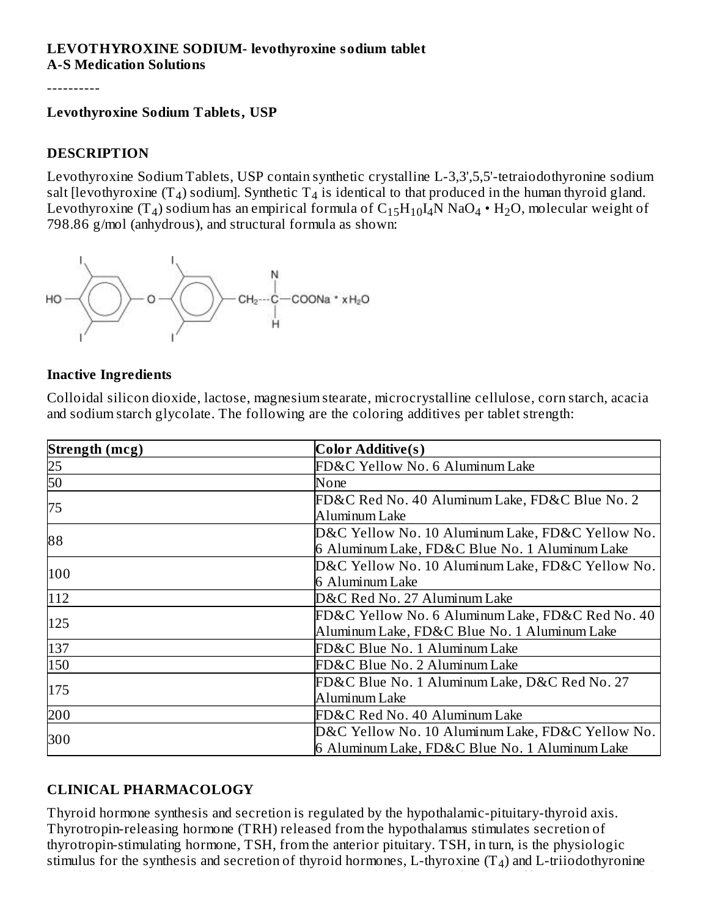**LEVOTHYROXINE SODIUM- levothyroxine sodium tablet**
**A-S Medication Solutions**

----------

**Levothyroxine Sodium Tablets, USP**

## DESCRIPTION

Levothyroxine Sodium Tablets, USP contain synthetic crystalline L-3,3',5,5'-tetraiodothyronine sodium salt [levothyroxine ($T_4$) sodium]. Synthetic $T_4$ is identical to that produced in the human thyroid gland. Levothyroxine ($T_4$) sodium has an empirical formula of $C_{15}H_{10}I_4N\ NaO_4 \cdot H_2O$, molecular weight of 798.86 g/mol (anhydrous), and structural formula as shown:

### Inactive Ingredients

Colloidal silicon dioxide, lactose, magnesium stearate, microcrystalline cellulose, corn starch, acacia and sodium starch glycolate. The following are the coloring additives per tablet strength:

| Strength (mcg) | Color Additive(s) |
|---|---|
| 25 | FD&C Yellow No. 6 Aluminum Lake |
| 50 | None |
| 75 | FD&C Red No. 40 Aluminum Lake, FD&C Blue No. 2 Aluminum Lake |
| 88 | D&C Yellow No. 10 Aluminum Lake, FD&C Yellow No. 6 Aluminum Lake, FD&C Blue No. 1 Aluminum Lake |
| 100 | D&C Yellow No. 10 Aluminum Lake, FD&C Yellow No. 6 Aluminum Lake |
| 112 | D&C Red No. 27 Aluminum Lake |
| 125 | FD&C Yellow No. 6 Aluminum Lake, FD&C Red No. 40 Aluminum Lake, FD&C Blue No. 1 Aluminum Lake |
| 137 | FD&C Blue No. 1 Aluminum Lake |
| 150 | FD&C Blue No. 2 Aluminum Lake |
| 175 | FD&C Blue No. 1 Aluminum Lake, D&C Red No. 27 Aluminum Lake |
| 200 | FD&C Red No. 40 Aluminum Lake |
| 300 | D&C Yellow No. 10 Aluminum Lake, FD&C Yellow No. 6 Aluminum Lake, FD&C Blue No. 1 Aluminum Lake |

## CLINICAL PHARMACOLOGY

Thyroid hormone synthesis and secretion is regulated by the hypothalamic-pituitary-thyroid axis. Thyrotropin-releasing hormone (TRH) released from the hypothalamus stimulates secretion of thyrotropin-stimulating hormone, TSH, from the anterior pituitary. TSH, in turn, is the physiologic stimulus for the synthesis and secretion of thyroid hormones, L-thyroxine ($T_4$) and L-triiodothyronine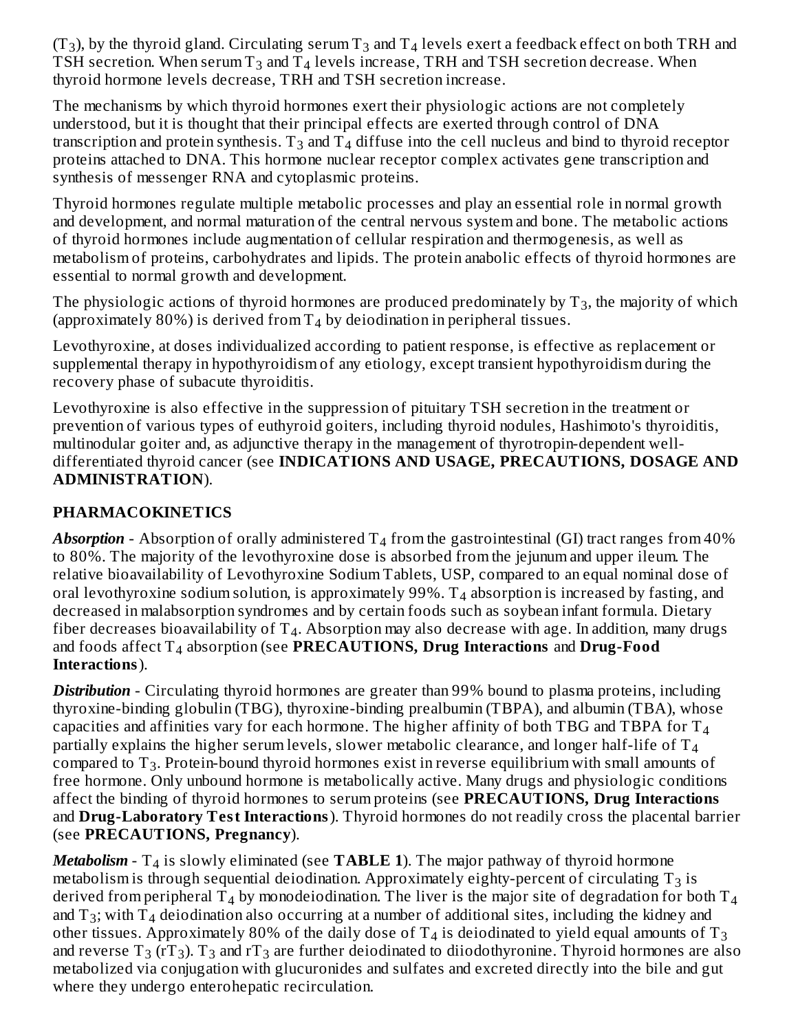($T_3$), by the thyroid gland. Circulating serum $T_3$ and $T_4$ levels exert a feedback effect on both TRH and TSH secretion. When serum $T_3$ and $T_4$ levels increase, TRH and TSH secretion decrease. When thyroid hormone levels decrease, TRH and TSH secretion increase.

The mechanisms by which thyroid hormones exert their physiologic actions are not completely understood, but it is thought that their principal effects are exerted through control of DNA transcription and protein synthesis. $T_3$ and $T_4$ diffuse into the cell nucleus and bind to thyroid receptor proteins attached to DNA. This hormone nuclear receptor complex activates gene transcription and synthesis of messenger RNA and cytoplasmic proteins.

Thyroid hormones regulate multiple metabolic processes and play an essential role in normal growth and development, and normal maturation of the central nervous system and bone. The metabolic actions of thyroid hormones include augmentation of cellular respiration and thermogenesis, as well as metabolism of proteins, carbohydrates and lipids. The protein anabolic effects of thyroid hormones are essential to normal growth and development.

The physiologic actions of thyroid hormones are produced predominately by $T_3$, the majority of which (approximately 80%) is derived from $T_4$ by deiodination in peripheral tissues.

Levothyroxine, at doses individualized according to patient response, is effective as replacement or supplemental therapy in hypothyroidism of any etiology, except transient hypothyroidism during the recovery phase of subacute thyroiditis.

Levothyroxine is also effective in the suppression of pituitary TSH secretion in the treatment or prevention of various types of euthyroid goiters, including thyroid nodules, Hashimoto's thyroiditis, multinodular goiter and, as adjunctive therapy in the management of thyrotropin-dependent well-differentiated thyroid cancer (see **INDICATIONS AND USAGE, PRECAUTIONS, DOSAGE AND ADMINISTRATION**).

## PHARMACOKINETICS

***Absorption*** - Absorption of orally administered $T_4$ from the gastrointestinal (GI) tract ranges from 40% to 80%. The majority of the levothyroxine dose is absorbed from the jejunum and upper ileum. The relative bioavailability of Levothyroxine Sodium Tablets, USP, compared to an equal nominal dose of oral levothyroxine sodium solution, is approximately 99%. $T_4$ absorption is increased by fasting, and decreased in malabsorption syndromes and by certain foods such as soybean infant formula. Dietary fiber decreases bioavailability of $T_4$. Absorption may also decrease with age. In addition, many drugs and foods affect $T_4$ absorption (see **PRECAUTIONS, Drug Interactions** and **Drug-Food Interactions**).

***Distribution*** - Circulating thyroid hormones are greater than 99% bound to plasma proteins, including thyroxine-binding globulin (TBG), thyroxine-binding prealbumin (TBPA), and albumin (TBA), whose capacities and affinities vary for each hormone. The higher affinity of both TBG and TBPA for $T_4$ partially explains the higher serum levels, slower metabolic clearance, and longer half-life of $T_4$ compared to $T_3$. Protein-bound thyroid hormones exist in reverse equilibrium with small amounts of free hormone. Only unbound hormone is metabolically active. Many drugs and physiologic conditions affect the binding of thyroid hormones to serum proteins (see **PRECAUTIONS, Drug Interactions** and **Drug-Laboratory Test Interactions**). Thyroid hormones do not readily cross the placental barrier (see **PRECAUTIONS, Pregnancy**).

***Metabolism*** - $T_4$ is slowly eliminated (see **TABLE 1**). The major pathway of thyroid hormone metabolism is through sequential deiodination. Approximately eighty-percent of circulating $T_3$ is derived from peripheral $T_4$ by monodeiodination. The liver is the major site of degradation for both $T_4$ and $T_3$; with $T_4$ deiodination also occurring at a number of additional sites, including the kidney and other tissues. Approximately 80% of the daily dose of $T_4$ is deiodinated to yield equal amounts of $T_3$ and reverse $T_3$ ($rT_3$). $T_3$ and $rT_3$ are further deiodinated to diiodothyronine. Thyroid hormones are also metabolized via conjugation with glucuronides and sulfates and excreted directly into the bile and gut where they undergo enterohepatic recirculation.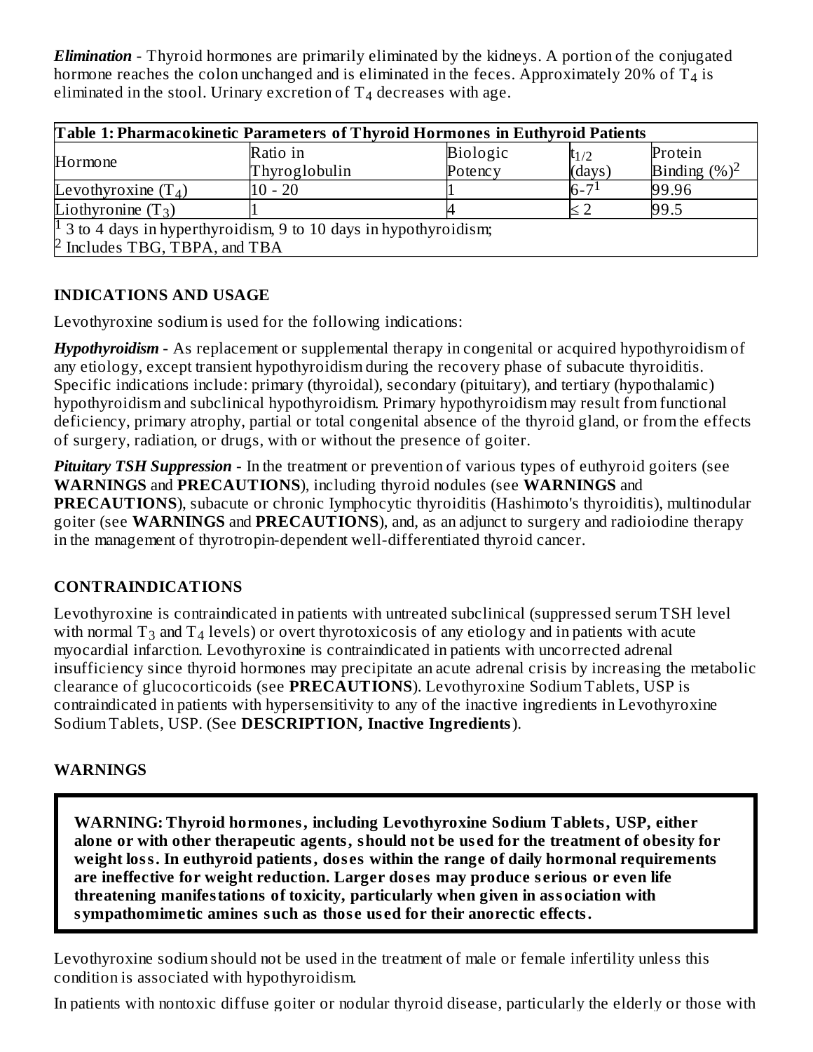***Elimination*** - Thyroid hormones are primarily eliminated by the kidneys. A portion of the conjugated hormone reaches the colon unchanged and is eliminated in the feces. Approximately 20% of $T_4$ is eliminated in the stool. Urinary excretion of $T_4$ decreases with age.

| **Table 1: Pharmacokinetic Parameters of Thyroid Hormones in Euthyroid Patients** | | | | |
|---|---|---|---|---|
| Hormone | Ratio in Thyroglobulin | Biologic Potency | $t_{1/2}$ (days) | Protein Binding (%)[2] |
| Levothyroxine ($T_4$) | 10 - 20 | 1 | 6-7[1] | 99.96 |
| Liothyronine ($T_3$) | 1 | 4 | ≤ 2 | 99.5 |
| [1] 3 to 4 days in hyperthyroidism, 9 to 10 days in hypothyroidism; [2] Includes TBG, TBPA, and TBA | | | | |

## INDICATIONS AND USAGE

Levothyroxine sodium is used for the following indications:

***Hypothyroidism*** - As replacement or supplemental therapy in congenital or acquired hypothyroidism of any etiology, except transient hypothyroidism during the recovery phase of subacute thyroiditis. Specific indications include: primary (thyroidal), secondary (pituitary), and tertiary (hypothalamic) hypothyroidism and subclinical hypothyroidism. Primary hypothyroidism may result from functional deficiency, primary atrophy, partial or total congenital absence of the thyroid gland, or from the effects of surgery, radiation, or drugs, with or without the presence of goiter.

***Pituitary TSH Suppression*** - In the treatment or prevention of various types of euthyroid goiters (see **WARNINGS** and **PRECAUTIONS**), including thyroid nodules (see **WARNINGS** and **PRECAUTIONS**), subacute or chronic Iymphocytic thyroiditis (Hashimoto's thyroiditis), multinodular goiter (see **WARNINGS** and **PRECAUTIONS**), and, as an adjunct to surgery and radioiodine therapy in the management of thyrotropin-dependent well-differentiated thyroid cancer.

## CONTRAINDICATIONS

Levothyroxine is contraindicated in patients with untreated subclinical (suppressed serum TSH level with normal $T_3$ and $T_4$ levels) or overt thyrotoxicosis of any etiology and in patients with acute myocardial infarction. Levothyroxine is contraindicated in patients with uncorrected adrenal insufficiency since thyroid hormones may precipitate an acute adrenal crisis by increasing the metabolic clearance of glucocorticoids (see **PRECAUTIONS**). Levothyroxine Sodium Tablets, USP is contraindicated in patients with hypersensitivity to any of the inactive ingredients in Levothyroxine Sodium Tablets, USP. (See **DESCRIPTION, Inactive Ingredients**).

## WARNINGS

**WARNING: Thyroid hormones, including Levothyroxine Sodium Tablets, USP, either alone or with other therapeutic agents, should not be used for the treatment of obesity for weight loss. In euthyroid patients, doses within the range of daily hormonal requirements are ineffective for weight reduction. Larger doses may produce serious or even life threatening manifestations of toxicity, particularly when given in association with sympathomimetic amines such as those used for their anorectic effects.**

Levothyroxine sodium should not be used in the treatment of male or female infertility unless this condition is associated with hypothyroidism.

In patients with nontoxic diffuse goiter or nodular thyroid disease, particularly the elderly or those with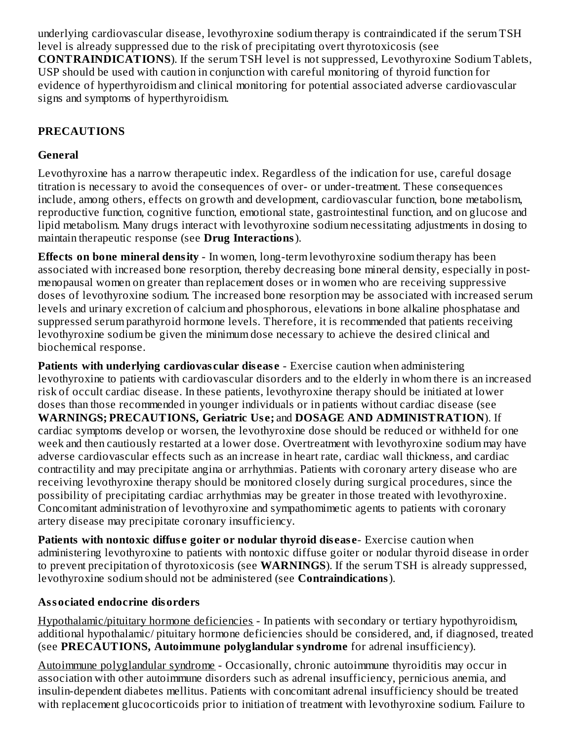underlying cardiovascular disease, levothyroxine sodium therapy is contraindicated if the serum TSH level is already suppressed due to the risk of precipitating overt thyrotoxicosis (see **CONTRAINDICATIONS**). If the serum TSH level is not suppressed, Levothyroxine Sodium Tablets, USP should be used with caution in conjunction with careful monitoring of thyroid function for evidence of hyperthyroidism and clinical monitoring for potential associated adverse cardiovascular signs and symptoms of hyperthyroidism.

## PRECAUTIONS

### General

Levothyroxine has a narrow therapeutic index. Regardless of the indication for use, careful dosage titration is necessary to avoid the consequences of over- or under-treatment. These consequences include, among others, effects on growth and development, cardiovascular function, bone metabolism, reproductive function, cognitive function, emotional state, gastrointestinal function, and on glucose and lipid metabolism. Many drugs interact with levothyroxine sodium necessitating adjustments in dosing to maintain therapeutic response (see **Drug Interactions**).

**Effects on bone mineral density** - In women, long-term levothyroxine sodium therapy has been associated with increased bone resorption, thereby decreasing bone mineral density, especially in post-menopausal women on greater than replacement doses or in women who are receiving suppressive doses of levothyroxine sodium. The increased bone resorption may be associated with increased serum levels and urinary excretion of calcium and phosphorous, elevations in bone alkaline phosphatase and suppressed serum parathyroid hormone levels. Therefore, it is recommended that patients receiving levothyroxine sodium be given the minimum dose necessary to achieve the desired clinical and biochemical response.

**Patients with underlying cardiovascular disease** - Exercise caution when administering levothyroxine to patients with cardiovascular disorders and to the elderly in whom there is an increased risk of occult cardiac disease. In these patients, levothyroxine therapy should be initiated at lower doses than those recommended in younger individuals or in patients without cardiac disease (see **WARNINGS; PRECAUTIONS, Geriatric Use;** and **DOSAGE AND ADMINISTRATION**). If cardiac symptoms develop or worsen, the levothyroxine dose should be reduced or withheld for one week and then cautiously restarted at a lower dose. Overtreatment with levothyroxine sodium may have adverse cardiovascular effects such as an increase in heart rate, cardiac wall thickness, and cardiac contractility and may precipitate angina or arrhythmias. Patients with coronary artery disease who are receiving levothyroxine therapy should be monitored closely during surgical procedures, since the possibility of precipitating cardiac arrhythmias may be greater in those treated with levothyroxine. Concomitant administration of levothyroxine and sympathomimetic agents to patients with coronary artery disease may precipitate coronary insufficiency.

**Patients with nontoxic diffuse goiter or nodular thyroid disease**- Exercise caution when administering levothyroxine to patients with nontoxic diffuse goiter or nodular thyroid disease in order to prevent precipitation of thyrotoxicosis (see **WARNINGS**). If the serum TSH is already suppressed, levothyroxine sodium should not be administered (see **Contraindications**).

### Associated endocrine disorders

Hypothalamic/pituitary hormone deficiencies - In patients with secondary or tertiary hypothyroidism, additional hypothalamic/ pituitary hormone deficiencies should be considered, and, if diagnosed, treated (see **PRECAUTIONS, Autoimmune polyglandular syndrome** for adrenal insufficiency).

Autoimmune polyglandular syndrome - Occasionally, chronic autoimmune thyroiditis may occur in association with other autoimmune disorders such as adrenal insufficiency, pernicious anemia, and insulin-dependent diabetes mellitus. Patients with concomitant adrenal insufficiency should be treated with replacement glucocorticoids prior to initiation of treatment with levothyroxine sodium. Failure to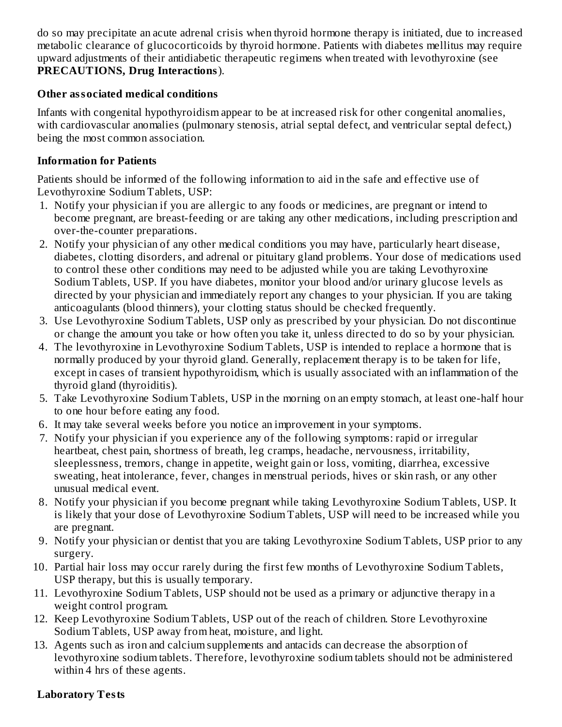do so may precipitate an acute adrenal crisis when thyroid hormone therapy is initiated, due to increased metabolic clearance of glucocorticoids by thyroid hormone. Patients with diabetes mellitus may require upward adjustments of their antidiabetic therapeutic regimens when treated with levothyroxine (see **PRECAUTIONS, Drug Interactions**).

**Other associated medical conditions**

Infants with congenital hypothyroidism appear to be at increased risk for other congenital anomalies, with cardiovascular anomalies (pulmonary stenosis, atrial septal defect, and ventricular septal defect,) being the most common association.

**Information for Patients**

Patients should be informed of the following information to aid in the safe and effective use of Levothyroxine Sodium Tablets, USP:

1. Notify your physician if you are allergic to any foods or medicines, are pregnant or intend to become pregnant, are breast-feeding or are taking any other medications, including prescription and over-the-counter preparations.
2. Notify your physician of any other medical conditions you may have, particularly heart disease, diabetes, clotting disorders, and adrenal or pituitary gland problems. Your dose of medications used to control these other conditions may need to be adjusted while you are taking Levothyroxine Sodium Tablets, USP. If you have diabetes, monitor your blood and/or urinary glucose levels as directed by your physician and immediately report any changes to your physician. If you are taking anticoagulants (blood thinners), your clotting status should be checked frequently.
3. Use Levothyroxine Sodium Tablets, USP only as prescribed by your physician. Do not discontinue or change the amount you take or how often you take it, unless directed to do so by your physician.
4. The levothyroxine in Levothyroxine Sodium Tablets, USP is intended to replace a hormone that is normally produced by your thyroid gland. Generally, replacement therapy is to be taken for life, except in cases of transient hypothyroidism, which is usually associated with an inflammation of the thyroid gland (thyroiditis).
5. Take Levothyroxine Sodium Tablets, USP in the morning on an empty stomach, at least one-half hour to one hour before eating any food.
6. It may take several weeks before you notice an improvement in your symptoms.
7. Notify your physician if you experience any of the following symptoms: rapid or irregular heartbeat, chest pain, shortness of breath, leg cramps, headache, nervousness, irritability, sleeplessness, tremors, change in appetite, weight gain or loss, vomiting, diarrhea, excessive sweating, heat intolerance, fever, changes in menstrual periods, hives or skin rash, or any other unusual medical event.
8. Notify your physician if you become pregnant while taking Levothyroxine Sodium Tablets, USP. It is likely that your dose of Levothyroxine Sodium Tablets, USP will need to be increased while you are pregnant.
9. Notify your physician or dentist that you are taking Levothyroxine Sodium Tablets, USP prior to any surgery.
10. Partial hair loss may occur rarely during the first few months of Levothyroxine Sodium Tablets, USP therapy, but this is usually temporary.
11. Levothyroxine Sodium Tablets, USP should not be used as a primary or adjunctive therapy in a weight control program.
12. Keep Levothyroxine Sodium Tablets, USP out of the reach of children. Store Levothyroxine Sodium Tablets, USP away from heat, moisture, and light.
13. Agents such as iron and calcium supplements and antacids can decrease the absorption of levothyroxine sodium tablets. Therefore, levothyroxine sodium tablets should not be administered within 4 hrs of these agents.

**Laboratory Tests**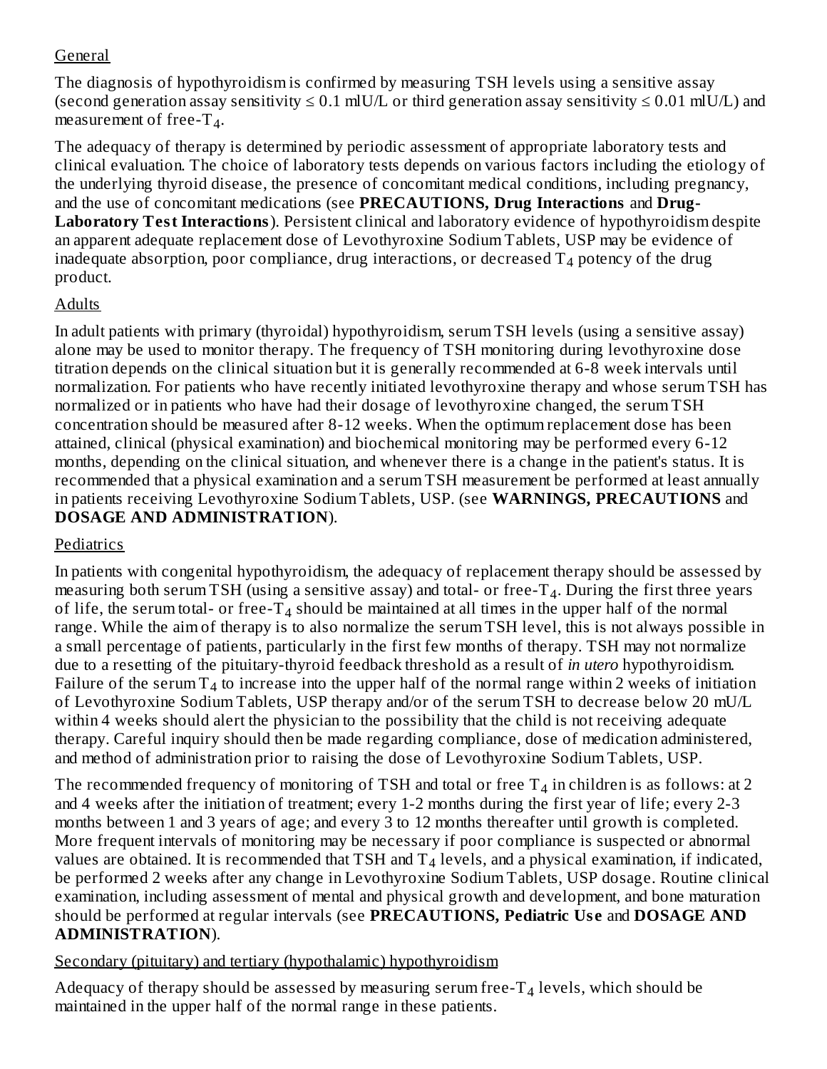General

The diagnosis of hypothyroidism is confirmed by measuring TSH levels using a sensitive assay (second generation assay sensitivity ≤ 0.1 mIU/L or third generation assay sensitivity ≤ 0.01 mIU/L) and measurement of free-$T_4$.

The adequacy of therapy is determined by periodic assessment of appropriate laboratory tests and clinical evaluation. The choice of laboratory tests depends on various factors including the etiology of the underlying thyroid disease, the presence of concomitant medical conditions, including pregnancy, and the use of concomitant medications (see **PRECAUTIONS, Drug Interactions** and **Drug-Laboratory Test Interactions**). Persistent clinical and laboratory evidence of hypothyroidism despite an apparent adequate replacement dose of Levothyroxine Sodium Tablets, USP may be evidence of inadequate absorption, poor compliance, drug interactions, or decreased $T_4$ potency of the drug product.

Adults

In adult patients with primary (thyroidal) hypothyroidism, serum TSH levels (using a sensitive assay) alone may be used to monitor therapy. The frequency of TSH monitoring during levothyroxine dose titration depends on the clinical situation but it is generally recommended at 6-8 week intervals until normalization. For patients who have recently initiated levothyroxine therapy and whose serum TSH has normalized or in patients who have had their dosage of levothyroxine changed, the serum TSH concentration should be measured after 8-12 weeks. When the optimum replacement dose has been attained, clinical (physical examination) and biochemical monitoring may be performed every 6-12 months, depending on the clinical situation, and whenever there is a change in the patient's status. It is recommended that a physical examination and a serum TSH measurement be performed at least annually in patients receiving Levothyroxine Sodium Tablets, USP. (see **WARNINGS, PRECAUTIONS** and **DOSAGE AND ADMINISTRATION**).

Pediatrics

In patients with congenital hypothyroidism, the adequacy of replacement therapy should be assessed by measuring both serum TSH (using a sensitive assay) and total- or free-$T_4$. During the first three years of life, the serum total- or free-$T_4$ should be maintained at all times in the upper half of the normal range. While the aim of therapy is to also normalize the serum TSH level, this is not always possible in a small percentage of patients, particularly in the first few months of therapy. TSH may not normalize due to a resetting of the pituitary-thyroid feedback threshold as a result of *in utero* hypothyroidism. Failure of the serum $T_4$ to increase into the upper half of the normal range within 2 weeks of initiation of Levothyroxine Sodium Tablets, USP therapy and/or of the serum TSH to decrease below 20 mU/L within 4 weeks should alert the physician to the possibility that the child is not receiving adequate therapy. Careful inquiry should then be made regarding compliance, dose of medication administered, and method of administration prior to raising the dose of Levothyroxine Sodium Tablets, USP.

The recommended frequency of monitoring of TSH and total or free $T_4$ in children is as follows: at 2 and 4 weeks after the initiation of treatment; every 1-2 months during the first year of life; every 2-3 months between 1 and 3 years of age; and every 3 to 12 months thereafter until growth is completed. More frequent intervals of monitoring may be necessary if poor compliance is suspected or abnormal values are obtained. It is recommended that TSH and $T_4$ levels, and a physical examination, if indicated, be performed 2 weeks after any change in Levothyroxine Sodium Tablets, USP dosage. Routine clinical examination, including assessment of mental and physical growth and development, and bone maturation should be performed at regular intervals (see **PRECAUTIONS, Pediatric Use** and **DOSAGE AND ADMINISTRATION**).

Secondary (pituitary) and tertiary (hypothalamic) hypothyroidism

Adequacy of therapy should be assessed by measuring serum free-$T_4$ levels, which should be maintained in the upper half of the normal range in these patients.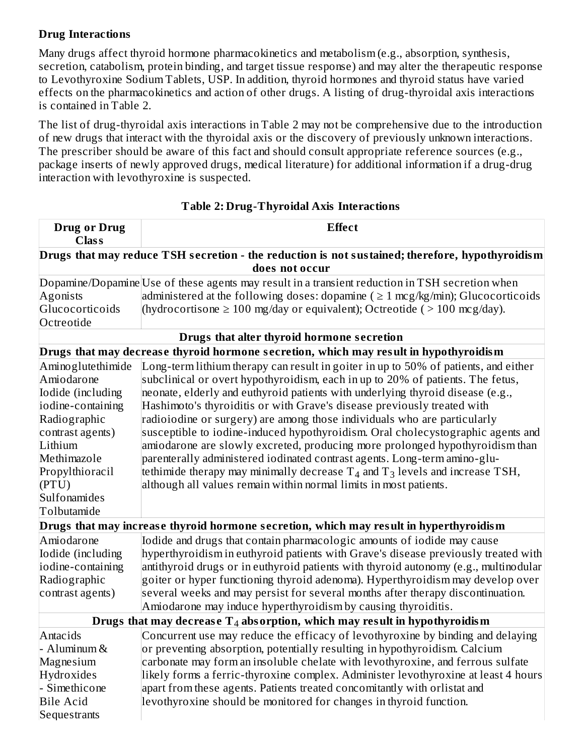**Drug Interactions**

Many drugs affect thyroid hormone pharmacokinetics and metabolism (e.g., absorption, synthesis, secretion, catabolism, protein binding, and target tissue response) and may alter the therapeutic response to Levothyroxine Sodium Tablets, USP. In addition, thyroid hormones and thyroid status have varied effects on the pharmacokinetics and action of other drugs. A listing of drug-thyroidal axis interactions is contained in Table 2.

The list of drug-thyroidal axis interactions in Table 2 may not be comprehensive due to the introduction of new drugs that interact with the thyroidal axis or the discovery of previously unknown interactions. The prescriber should be aware of this fact and should consult appropriate reference sources (e.g., package inserts of newly approved drugs, medical literature) for additional information if a drug-drug interaction with levothyroxine is suspected.

**Table 2: Drug-Thyroidal Axis Interactions**

| Drug or Drug Class | Effect |
|---|---|
| **Drugs that may reduce TSH secretion - the reduction is not sustained; therefore, hypothyroidism does not occur** | |
| Dopamine/Dopamine Agonists<br>Glucocorticoids<br>Octreotide | Use of these agents may result in a transient reduction in TSH secretion when administered at the following doses: dopamine ( ≥ 1 mcg/kg/min); Glucocorticoids (hydrocortisone ≥ 100 mg/day or equivalent); Octreotide ( > 100 mcg/day). |
| **Drugs that alter thyroid hormone secretion** | |
| **Drugs that may decrease thyroid hormone secretion, which may result in hypothyroidism** | |
| Aminoglutethimide<br>Amiodarone<br>Iodide (including iodine-containing Radiographic contrast agents)<br>Lithium<br>Methimazole<br>Propylthioracil (PTU)<br>Sulfonamides<br>Tolbutamide | Long-term lithium therapy can result in goiter in up to 50% of patients, and either subclinical or overt hypothyroidism, each in up to 20% of patients. The fetus, neonate, elderly and euthyroid patients with underlying thyroid disease (e.g., Hashimoto's thyroiditis or with Grave's disease previously treated with radioiodine or surgery) are among those individuals who are particularly susceptible to iodine-induced hypothyroidism. Oral cholecystographic agents and amiodarone are slowly excreted, producing more prolonged hypothyroidism than parenterally administered iodinated contrast agents. Long-term amino-glu-tethimide therapy may minimally decrease $T_4$ and $T_3$ levels and increase TSH, although all values remain within normal limits in most patients. |
| **Drugs that may increase thyroid hormone secretion, which may result in hyperthyroidism** | |
| Amiodarone<br>Iodide (including iodine-containing Radiographic contrast agents) | Iodide and drugs that contain pharmacologic amounts of iodide may cause hyperthyroidism in euthyroid patients with Grave's disease previously treated with antithyroid drugs or in euthyroid patients with thyroid autonomy (e.g., multinodular goiter or hyper functioning thyroid adenoma). Hyperthyroidism may develop over several weeks and may persist for several months after therapy discontinuation. Amiodarone may induce hyperthyroidism by causing thyroiditis. |
| **Drugs that may decrease $T_4$ absorption, which may result in hypothyroidism** | |
| Antacids<br>- Aluminum & Magnesium Hydroxides<br>- Simethicone<br>Bile Acid Sequestrants | Concurrent use may reduce the efficacy of levothyroxine by binding and delaying or preventing absorption, potentially resulting in hypothyroidism. Calcium carbonate may form an insoluble chelate with levothyroxine, and ferrous sulfate likely forms a ferric-thyroxine complex. Administer levothyroxine at least 4 hours apart from these agents. Patients treated concomitantly with orlistat and levothyroxine should be monitored for changes in thyroid function. |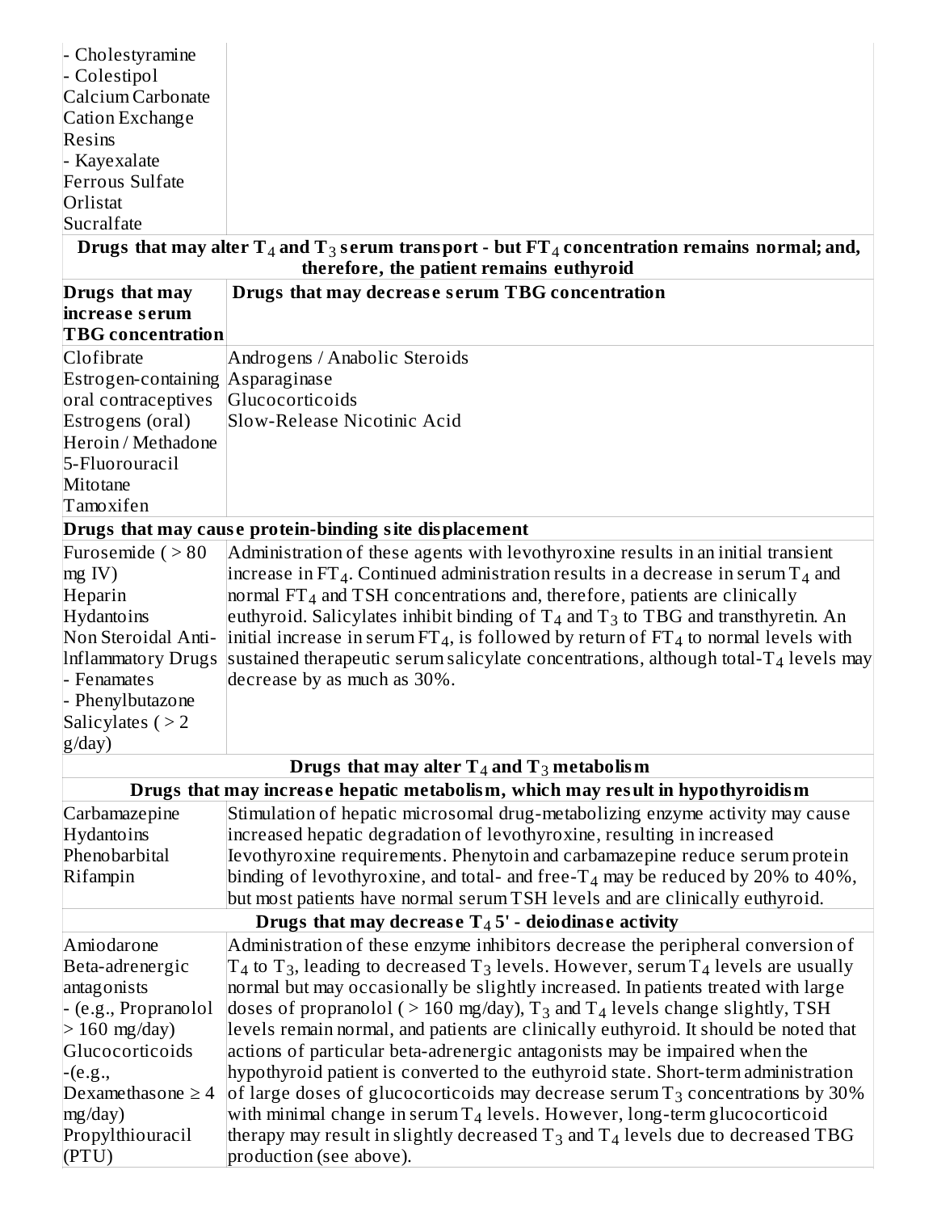| | |
|---|---|
| - Cholestyramine<br>- Colestipol<br>Calcium Carbonate<br>Cation Exchange Resins<br>- Kayexalate<br>Ferrous Sulfate<br>Orlistat<br>Sucralfate | |
| **Drugs that may alter $T_4$ and $T_3$ serum transport - but $FT_4$ concentration remains normal; and, therefore, the patient remains euthyroid** | |
| **Drugs that may increase serum TBG concentration** | **Drugs that may decrease serum TBG concentration** |
| Clofibrate<br>Estrogen-containing oral contraceptives<br>Estrogens (oral)<br>Heroin / Methadone<br>5-Fluorouracil<br>Mitotane<br>Tamoxifen | Androgens / Anabolic Steroids<br>Asparaginase<br>Glucocorticoids<br>Slow-Release Nicotinic Acid |
| **Drugs that may cause protein-binding site displacement** | |
| Furosemide ( > 80 mg IV)<br>Heparin<br>Hydantoins<br>Non Steroidal Anti-Inflammatory Drugs<br>- Fenamates<br>- Phenylbutazone<br>Salicylates ( > 2 g/day) | Administration of these agents with levothyroxine results in an initial transient increase in $FT_4$. Continued administration results in a decrease in serum $T_4$ and normal $FT_4$ and TSH concentrations and, therefore, patients are clinically euthyroid. Salicylates inhibit binding of $T_4$ and $T_3$ to TBG and transthyretin. An initial increase in serum $FT_4$, is followed by return of $FT_4$ to normal levels with sustained therapeutic serum salicylate concentrations, although total-$T_4$ levels may decrease by as much as 30%. |
| **Drugs that may alter $T_4$ and $T_3$ metabolism** | |
| **Drugs that may increase hepatic metabolism, which may result in hypothyroidism** | |
| Carbamazepine<br>Hydantoins<br>Phenobarbital<br>Rifampin | Stimulation of hepatic microsomal drug-metabolizing enzyme activity may cause increased hepatic degradation of levothyroxine, resulting in increased levothyroxine requirements. Phenytoin and carbamazepine reduce serum protein binding of levothyroxine, and total- and free-$T_4$ may be reduced by 20% to 40%, but most patients have normal serum TSH levels and are clinically euthyroid. |
| **Drugs that may decrease $T_4$ 5' - deiodinase activity** | |
| Amiodarone<br>Beta-adrenergic antagonists<br>- (e.g., Propranolol > 160 mg/day)<br>Glucocorticoids<br>-(e.g., Dexamethasone ≥ 4 mg/day)<br>Propylthiouracil (PTU) | Administration of these enzyme inhibitors decrease the peripheral conversion of $T_4$ to $T_3$, leading to decreased $T_3$ levels. However, serum $T_4$ levels are usually normal but may occasionally be slightly increased. In patients treated with large doses of propranolol ( > 160 mg/day), $T_3$ and $T_4$ levels change slightly, TSH levels remain normal, and patients are clinically euthyroid. It should be noted that actions of particular beta-adrenergic antagonists may be impaired when the hypothyroid patient is converted to the euthyroid state. Short-term administration of large doses of glucocorticoids may decrease serum $T_3$ concentrations by 30% with minimal change in serum $T_4$ levels. However, long-term glucocorticoid therapy may result in slightly decreased $T_3$ and $T_4$ levels due to decreased TBG production (see above). |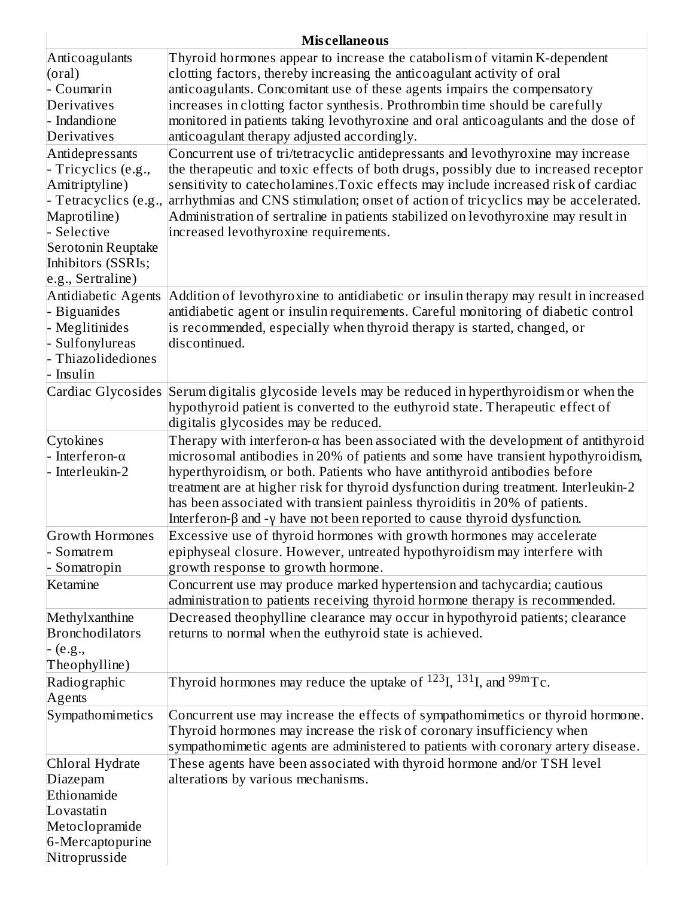| Miscellaneous | |
|---|---|
| Anticoagulants (oral)<br>- Coumarin Derivatives<br>- Indandione Derivatives | Thyroid hormones appear to increase the catabolism of vitamin K-dependent clotting factors, thereby increasing the anticoagulant activity of oral anticoagulants. Concomitant use of these agents impairs the compensatory increases in clotting factor synthesis. Prothrombin time should be carefully monitored in patients taking levothyroxine and oral anticoagulants and the dose of anticoagulant therapy adjusted accordingly. |
| Antidepressants<br>- Tricyclics (e.g., Amitriptyline)<br>- Tetracyclics (e.g., Maprotiline)<br>- Selective Serotonin Reuptake Inhibitors (SSRIs; e.g., Sertraline) | Concurrent use of tri/tetracyclic antidepressants and levothyroxine may increase the therapeutic and toxic effects of both drugs, possibly due to increased receptor sensitivity to catecholamines.Toxic effects may include increased risk of cardiac arrhythmias and CNS stimulation; onset of action of tricyclics may be accelerated. Administration of sertraline in patients stabilized on levothyroxine may result in increased levothyroxine requirements. |
| Antidiabetic Agents<br>- Biguanides<br>- Meglitinides<br>- Sulfonylureas<br>- Thiazolidediones<br>- Insulin | Addition of levothyroxine to antidiabetic or insulin therapy may result in increased antidiabetic agent or insulin requirements. Careful monitoring of diabetic control is recommended, especially when thyroid therapy is started, changed, or discontinued. |
| Cardiac Glycosides | Serum digitalis glycoside levels may be reduced in hyperthyroidism or when the hypothyroid patient is converted to the euthyroid state. Therapeutic effect of digitalis glycosides may be reduced. |
| Cytokines<br>- Interferon-α<br>- Interleukin-2 | Therapy with interferon-α has been associated with the development of antithyroid microsomal antibodies in 20% of patients and some have transient hypothyroidism, hyperthyroidism, or both. Patients who have antithyroid antibodies before treatment are at higher risk for thyroid dysfunction during treatment. Interleukin-2 has been associated with transient painless thyroiditis in 20% of patients. Interferon-β and -γ have not been reported to cause thyroid dysfunction. |
| Growth Hormones<br>- Somatrem<br>- Somatropin | Excessive use of thyroid hormones with growth hormones may accelerate epiphyseal closure. However, untreated hypothyroidism may interfere with growth response to growth hormone. |
| Ketamine | Concurrent use may produce marked hypertension and tachycardia; cautious administration to patients receiving thyroid hormone therapy is recommended. |
| Methylxanthine Bronchodilators<br>- (e.g., Theophylline) | Decreased theophylline clearance may occur in hypothyroid patients; clearance returns to normal when the euthyroid state is achieved. |
| Radiographic Agents | Thyroid hormones may reduce the uptake of $^{123}I$, $^{131}I$, and $^{99m}Tc$. |
| Sympathomimetics | Concurrent use may increase the effects of sympathomimetics or thyroid hormone. Thyroid hormones may increase the risk of coronary insufficiency when sympathomimetic agents are administered to patients with coronary artery disease. |
| Chloral Hydrate<br>Diazepam<br>Ethionamide<br>Lovastatin<br>Metoclopramide<br>6-Mercaptopurine<br>Nitroprusside | These agents have been associated with thyroid hormone and/or TSH level alterations by various mechanisms. |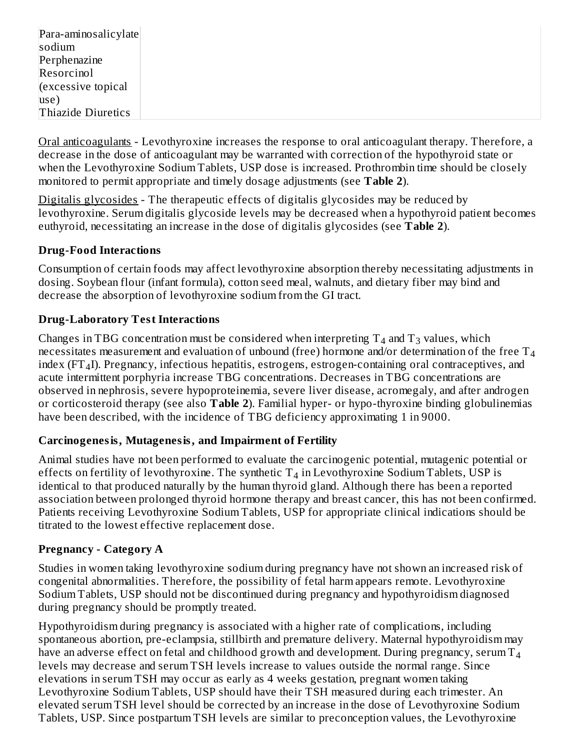| | |
|---|---|
| Para-aminosalicylate sodium<br>Perphenazine<br>Resorcinol (excessive topical use)<br>Thiazide Diuretics | |

Oral anticoagulants - Levothyroxine increases the response to oral anticoagulant therapy. Therefore, a decrease in the dose of anticoagulant may be warranted with correction of the hypothyroid state or when the Levothyroxine Sodium Tablets, USP dose is increased. Prothrombin time should be closely monitored to permit appropriate and timely dosage adjustments (see **Table 2**).

Digitalis glycosides - The therapeutic effects of digitalis glycosides may be reduced by levothyroxine. Serum digitalis glycoside levels may be decreased when a hypothyroid patient becomes euthyroid, necessitating an increase in the dose of digitalis glycosides (see **Table 2**).

### Drug-Food Interactions

Consumption of certain foods may affect levothyroxine absorption thereby necessitating adjustments in dosing. Soybean flour (infant formula), cotton seed meal, walnuts, and dietary fiber may bind and decrease the absorption of levothyroxine sodium from the GI tract.

### Drug-Laboratory Test Interactions

Changes in TBG concentration must be considered when interpreting $T_4$ and $T_3$ values, which necessitates measurement and evaluation of unbound (free) hormone and/or determination of the free $T_4$ index ($FT_4I$). Pregnancy, infectious hepatitis, estrogens, estrogen-containing oral contraceptives, and acute intermittent porphyria increase TBG concentrations. Decreases in TBG concentrations are observed in nephrosis, severe hypoproteinemia, severe liver disease, acromegaly, and after androgen or corticosteroid therapy (see also **Table 2**). Familial hyper- or hypo-thyroxine binding globulinemias have been described, with the incidence of TBG deficiency approximating 1 in 9000.

### Carcinogenesis, Mutagenesis, and Impairment of Fertility

Animal studies have not been performed to evaluate the carcinogenic potential, mutagenic potential or effects on fertility of levothyroxine. The synthetic $T_4$ in Levothyroxine Sodium Tablets, USP is identical to that produced naturally by the human thyroid gland. Although there has been a reported association between prolonged thyroid hormone therapy and breast cancer, this has not been confirmed. Patients receiving Levothyroxine Sodium Tablets, USP for appropriate clinical indications should be titrated to the lowest effective replacement dose.

### Pregnancy - Category A

Studies in women taking levothyroxine sodium during pregnancy have not shown an increased risk of congenital abnormalities. Therefore, the possibility of fetal harm appears remote. Levothyroxine Sodium Tablets, USP should not be discontinued during pregnancy and hypothyroidism diagnosed during pregnancy should be promptly treated.

Hypothyroidism during pregnancy is associated with a higher rate of complications, including spontaneous abortion, pre-eclampsia, stillbirth and premature delivery. Maternal hypothyroidism may have an adverse effect on fetal and childhood growth and development. During pregnancy, serum $T_4$ levels may decrease and serum TSH levels increase to values outside the normal range. Since elevations in serum TSH may occur as early as 4 weeks gestation, pregnant women taking Levothyroxine Sodium Tablets, USP should have their TSH measured during each trimester. An elevated serum TSH level should be corrected by an increase in the dose of Levothyroxine Sodium Tablets, USP. Since postpartum TSH levels are similar to preconception values, the Levothyroxine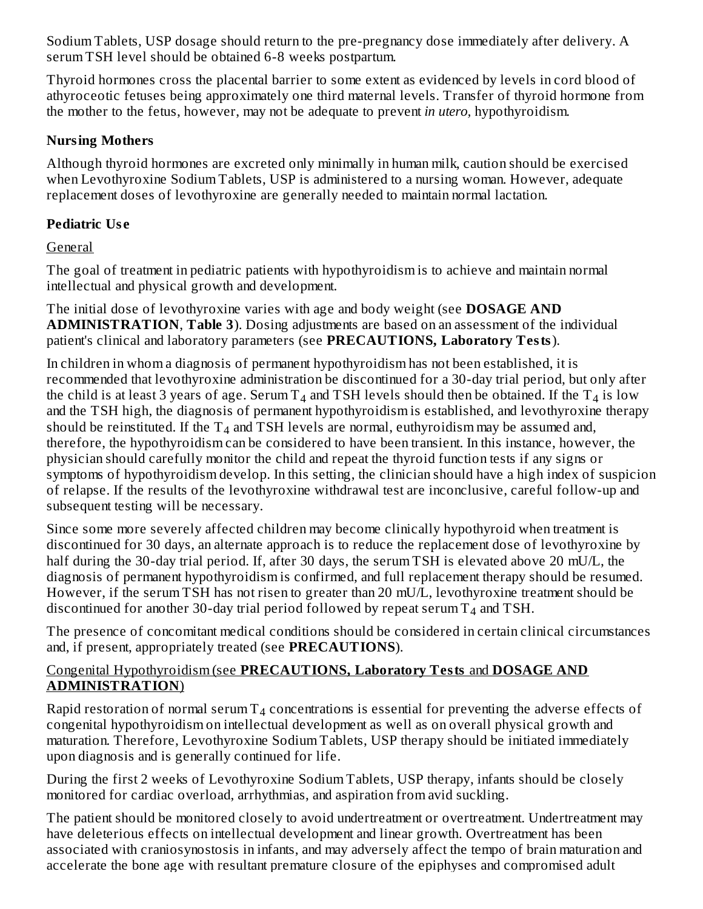Sodium Tablets, USP dosage should return to the pre-pregnancy dose immediately after delivery. A serum TSH level should be obtained 6-8 weeks postpartum.

Thyroid hormones cross the placental barrier to some extent as evidenced by levels in cord blood of athyroceotic fetuses being approximately one third maternal levels. Transfer of thyroid hormone from the mother to the fetus, however, may not be adequate to prevent *in utero,* hypothyroidism.

**Nursing Mothers**

Although thyroid hormones are excreted only minimally in human milk, caution should be exercised when Levothyroxine Sodium Tablets, USP is administered to a nursing woman. However, adequate replacement doses of levothyroxine are generally needed to maintain normal lactation.

**Pediatric Use**

General

The goal of treatment in pediatric patients with hypothyroidism is to achieve and maintain normal intellectual and physical growth and development.

The initial dose of levothyroxine varies with age and body weight (see **DOSAGE AND ADMINISTRATION**, **Table 3**). Dosing adjustments are based on an assessment of the individual patient's clinical and laboratory parameters (see **PRECAUTIONS, Laboratory Tests**).

In children in whom a diagnosis of permanent hypothyroidism has not been established, it is recommended that levothyroxine administration be discontinued for a 30-day trial period, but only after the child is at least 3 years of age. Serum $T_4$ and TSH levels should then be obtained. If the $T_4$ is low and the TSH high, the diagnosis of permanent hypothyroidism is established, and levothyroxine therapy should be reinstituted. If the $T_4$ and TSH levels are normal, euthyroidism may be assumed and, therefore, the hypothyroidism can be considered to have been transient. In this instance, however, the physician should carefully monitor the child and repeat the thyroid function tests if any signs or symptoms of hypothyroidism develop. In this setting, the clinician should have a high index of suspicion of relapse. If the results of the levothyroxine withdrawal test are inconclusive, careful follow-up and subsequent testing will be necessary.

Since some more severely affected children may become clinically hypothyroid when treatment is discontinued for 30 days, an alternate approach is to reduce the replacement dose of levothyroxine by half during the 30-day trial period. If, after 30 days, the serum TSH is elevated above 20 mU/L, the diagnosis of permanent hypothyroidism is confirmed, and full replacement therapy should be resumed. However, if the serum TSH has not risen to greater than 20 mU/L, levothyroxine treatment should be discontinued for another 30-day trial period followed by repeat serum $T_4$ and TSH.

The presence of concomitant medical conditions should be considered in certain clinical circumstances and, if present, appropriately treated (see **PRECAUTIONS**).

Congenital Hypothyroidism (see **PRECAUTIONS, Laboratory Tests** and **DOSAGE AND ADMINISTRATION**)

Rapid restoration of normal serum $T_4$ concentrations is essential for preventing the adverse effects of congenital hypothyroidism on intellectual development as well as on overall physical growth and maturation. Therefore, Levothyroxine Sodium Tablets, USP therapy should be initiated immediately upon diagnosis and is generally continued for life.

During the first 2 weeks of Levothyroxine Sodium Tablets, USP therapy, infants should be closely monitored for cardiac overload, arrhythmias, and aspiration from avid suckling.

The patient should be monitored closely to avoid undertreatment or overtreatment. Undertreatment may have deleterious effects on intellectual development and linear growth. Overtreatment has been associated with craniosynostosis in infants, and may adversely affect the tempo of brain maturation and accelerate the bone age with resultant premature closure of the epiphyses and compromised adult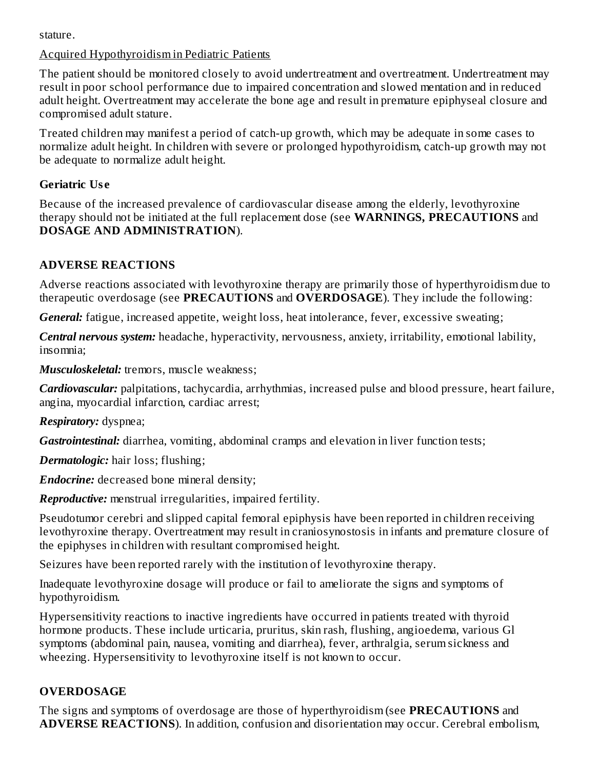stature.

Acquired Hypothyroidism in Pediatric Patients

The patient should be monitored closely to avoid undertreatment and overtreatment. Undertreatment may result in poor school performance due to impaired concentration and slowed mentation and in reduced adult height. Overtreatment may accelerate the bone age and result in premature epiphyseal closure and compromised adult stature.

Treated children may manifest a period of catch-up growth, which may be adequate in some cases to normalize adult height. In children with severe or prolonged hypothyroidism, catch-up growth may not be adequate to normalize adult height.

**Geriatric Use**

Because of the increased prevalence of cardiovascular disease among the elderly, levothyroxine therapy should not be initiated at the full replacement dose (see **WARNINGS, PRECAUTIONS** and **DOSAGE AND ADMINISTRATION**).

## ADVERSE REACTIONS

Adverse reactions associated with levothyroxine therapy are primarily those of hyperthyroidism due to therapeutic overdosage (see **PRECAUTIONS** and **OVERDOSAGE**). They include the following:

***General:*** fatigue, increased appetite, weight loss, heat intolerance, fever, excessive sweating;

***Central nervous system:*** headache, hyperactivity, nervousness, anxiety, irritability, emotional lability, insomnia;

***Musculoskeletal:*** tremors, muscle weakness;

***Cardiovascular:*** palpitations, tachycardia, arrhythmias, increased pulse and blood pressure, heart failure, angina, myocardial infarction, cardiac arrest;

***Respiratory:*** dyspnea;

***Gastrointestinal:*** diarrhea, vomiting, abdominal cramps and elevation in liver function tests;

***Dermatologic:*** hair loss; flushing;

***Endocrine:*** decreased bone mineral density;

***Reproductive:*** menstrual irregularities, impaired fertility.

Pseudotumor cerebri and slipped capital femoral epiphysis have been reported in children receiving levothyroxine therapy. Overtreatment may result in craniosynostosis in infants and premature closure of the epiphyses in children with resultant compromised height.

Seizures have been reported rarely with the institution of levothyroxine therapy.

Inadequate levothyroxine dosage will produce or fail to ameliorate the signs and symptoms of hypothyroidism.

Hypersensitivity reactions to inactive ingredients have occurred in patients treated with thyroid hormone products. These include urticaria, pruritus, skin rash, flushing, angioedema, various GI symptoms (abdominal pain, nausea, vomiting and diarrhea), fever, arthralgia, serum sickness and wheezing. Hypersensitivity to levothyroxine itself is not known to occur.

## OVERDOSAGE

The signs and symptoms of overdosage are those of hyperthyroidism (see **PRECAUTIONS** and **ADVERSE REACTIONS**). In addition, confusion and disorientation may occur. Cerebral embolism,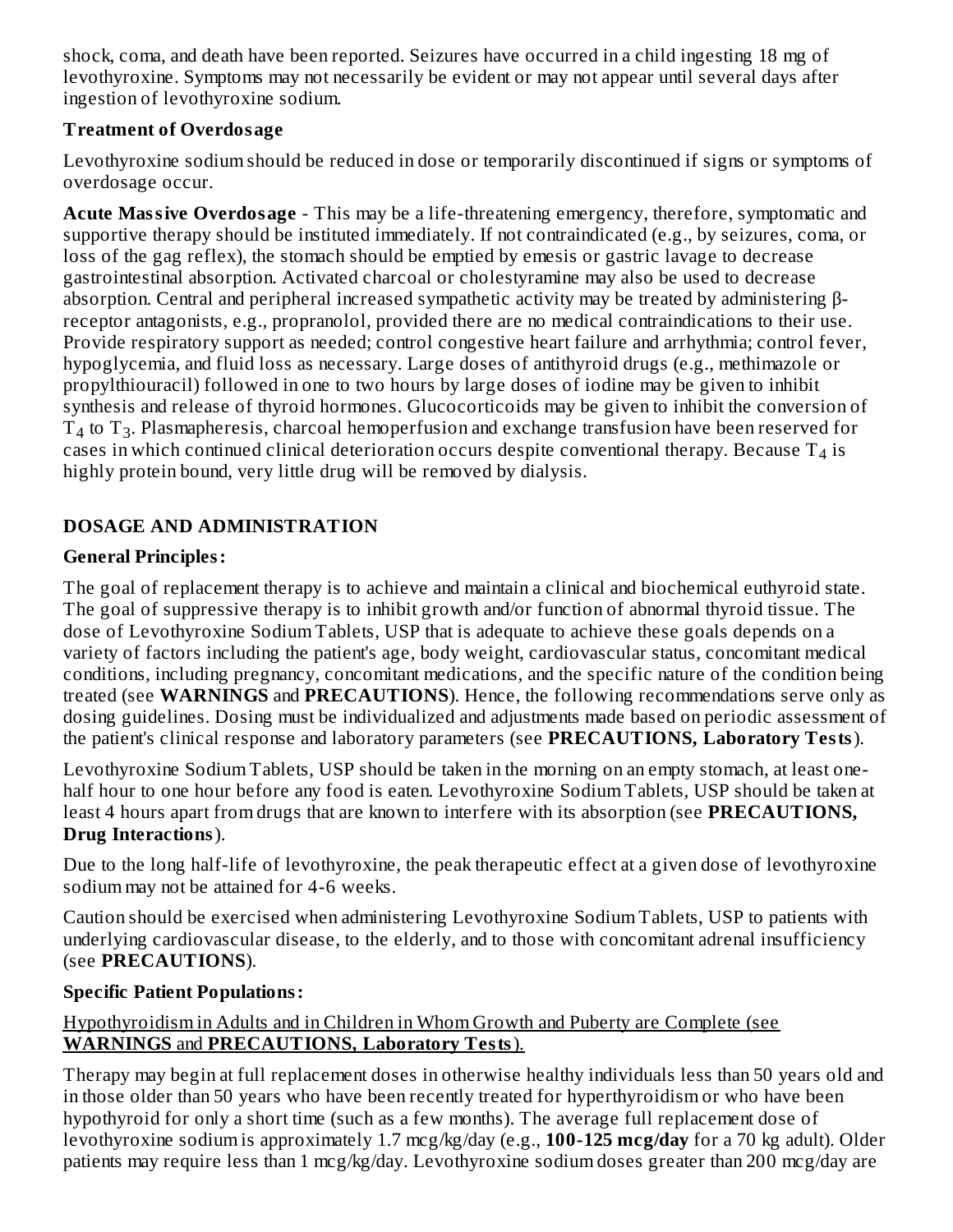shock, coma, and death have been reported. Seizures have occurred in a child ingesting 18 mg of levothyroxine. Symptoms may not necessarily be evident or may not appear until several days after ingestion of levothyroxine sodium.

### Treatment of Overdosage

Levothyroxine sodium should be reduced in dose or temporarily discontinued if signs or symptoms of overdosage occur.

**Acute Massive Overdosage** - This may be a life-threatening emergency, therefore, symptomatic and supportive therapy should be instituted immediately. If not contraindicated (e.g., by seizures, coma, or loss of the gag reflex), the stomach should be emptied by emesis or gastric lavage to decrease gastrointestinal absorption. Activated charcoal or cholestyramine may also be used to decrease absorption. Central and peripheral increased sympathetic activity may be treated by administering β-receptor antagonists, e.g., propranolol, provided there are no medical contraindications to their use. Provide respiratory support as needed; control congestive heart failure and arrhythmia; control fever, hypoglycemia, and fluid loss as necessary. Large doses of antithyroid drugs (e.g., methimazole or propylthiouracil) followed in one to two hours by large doses of iodine may be given to inhibit synthesis and release of thyroid hormones. Glucocorticoids may be given to inhibit the conversion of $T_4$ to $T_3$. Plasmapheresis, charcoal hemoperfusion and exchange transfusion have been reserved for cases in which continued clinical deterioration occurs despite conventional therapy. Because $T_4$ is highly protein bound, very little drug will be removed by dialysis.

## DOSAGE AND ADMINISTRATION

### General Principles:

The goal of replacement therapy is to achieve and maintain a clinical and biochemical euthyroid state. The goal of suppressive therapy is to inhibit growth and/or function of abnormal thyroid tissue. The dose of Levothyroxine Sodium Tablets, USP that is adequate to achieve these goals depends on a variety of factors including the patient's age, body weight, cardiovascular status, concomitant medical conditions, including pregnancy, concomitant medications, and the specific nature of the condition being treated (see **WARNINGS** and **PRECAUTIONS**). Hence, the following recommendations serve only as dosing guidelines. Dosing must be individualized and adjustments made based on periodic assessment of the patient's clinical response and laboratory parameters (see **PRECAUTIONS, Laboratory Tests**).

Levothyroxine Sodium Tablets, USP should be taken in the morning on an empty stomach, at least one-half hour to one hour before any food is eaten. Levothyroxine Sodium Tablets, USP should be taken at least 4 hours apart from drugs that are known to interfere with its absorption (see **PRECAUTIONS, Drug Interactions**).

Due to the long half-life of levothyroxine, the peak therapeutic effect at a given dose of levothyroxine sodium may not be attained for 4-6 weeks.

Caution should be exercised when administering Levothyroxine Sodium Tablets, USP to patients with underlying cardiovascular disease, to the elderly, and to those with concomitant adrenal insufficiency (see **PRECAUTIONS**).

### Specific Patient Populations:

Hypothyroidism in Adults and in Children in Whom Growth and Puberty are Complete (see **WARNINGS** and **PRECAUTIONS, Laboratory Tests**).

Therapy may begin at full replacement doses in otherwise healthy individuals less than 50 years old and in those older than 50 years who have been recently treated for hyperthyroidism or who have been hypothyroid for only a short time (such as a few months). The average full replacement dose of levothyroxine sodium is approximately 1.7 mcg/kg/day (e.g., **100-125 mcg/day** for a 70 kg adult). Older patients may require less than 1 mcg/kg/day. Levothyroxine sodium doses greater than 200 mcg/day are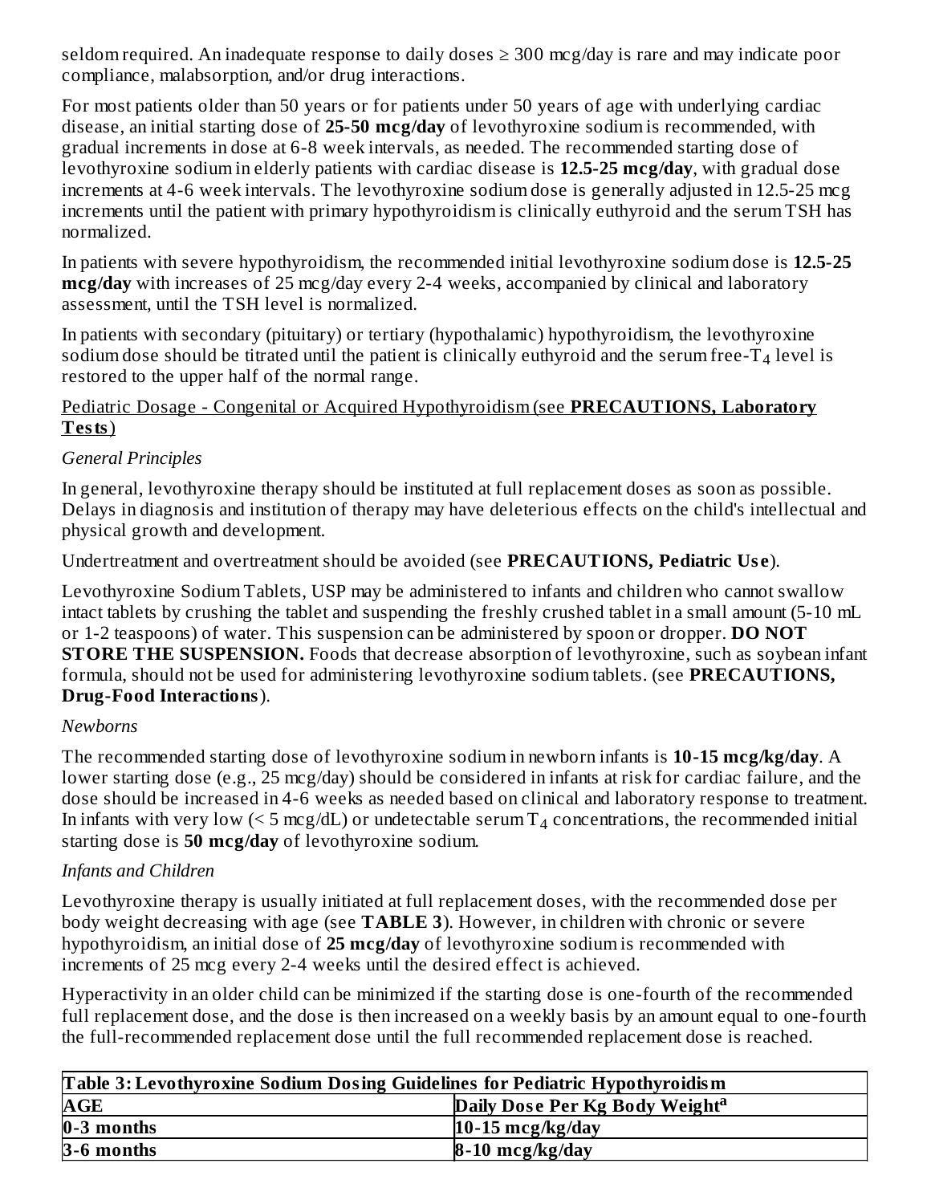seldom required. An inadequate response to daily doses ≥ 300 mcg/day is rare and may indicate poor compliance, malabsorption, and/or drug interactions.

For most patients older than 50 years or for patients under 50 years of age with underlying cardiac disease, an initial starting dose of **25-50 mcg/day** of levothyroxine sodium is recommended, with gradual increments in dose at 6-8 week intervals, as needed. The recommended starting dose of levothyroxine sodium in elderly patients with cardiac disease is **12.5-25 mcg/day**, with gradual dose increments at 4-6 week intervals. The levothyroxine sodium dose is generally adjusted in 12.5-25 mcg increments until the patient with primary hypothyroidism is clinically euthyroid and the serum TSH has normalized.

In patients with severe hypothyroidism, the recommended initial levothyroxine sodium dose is **12.5-25 mcg/day** with increases of 25 mcg/day every 2-4 weeks, accompanied by clinical and laboratory assessment, until the TSH level is normalized.

In patients with secondary (pituitary) or tertiary (hypothalamic) hypothyroidism, the levothyroxine sodium dose should be titrated until the patient is clinically euthyroid and the serum free-$T_4$ level is restored to the upper half of the normal range.

Pediatric Dosage - Congenital or Acquired Hypothyroidism (see **PRECAUTIONS, Laboratory Tests**)

*General Principles*

In general, levothyroxine therapy should be instituted at full replacement doses as soon as possible. Delays in diagnosis and institution of therapy may have deleterious effects on the child's intellectual and physical growth and development.

Undertreatment and overtreatment should be avoided (see **PRECAUTIONS, Pediatric Use**).

Levothyroxine Sodium Tablets, USP may be administered to infants and children who cannot swallow intact tablets by crushing the tablet and suspending the freshly crushed tablet in a small amount (5-10 mL or 1-2 teaspoons) of water. This suspension can be administered by spoon or dropper. **DO NOT STORE THE SUSPENSION.** Foods that decrease absorption of levothyroxine, such as soybean infant formula, should not be used for administering levothyroxine sodium tablets. (see **PRECAUTIONS, Drug-Food Interactions**).

*Newborns*

The recommended starting dose of levothyroxine sodium in newborn infants is **10-15 mcg/kg/day**. A lower starting dose (e.g., 25 mcg/day) should be considered in infants at risk for cardiac failure, and the dose should be increased in 4-6 weeks as needed based on clinical and laboratory response to treatment. In infants with very low (< 5 mcg/dL) or undetectable serum $T_4$ concentrations, the recommended initial starting dose is **50 mcg/day** of levothyroxine sodium.

*Infants and Children*

Levothyroxine therapy is usually initiated at full replacement doses, with the recommended dose per body weight decreasing with age (see **TABLE 3**). However, in children with chronic or severe hypothyroidism, an initial dose of **25 mcg/day** of levothyroxine sodium is recommended with increments of 25 mcg every 2-4 weeks until the desired effect is achieved.

Hyperactivity in an older child can be minimized if the starting dose is one-fourth of the recommended full replacement dose, and the dose is then increased on a weekly basis by an amount equal to one-fourth the full-recommended replacement dose until the full recommended replacement dose is reached.

| Table 3: Levothyroxine Sodium Dosing Guidelines for Pediatric Hypothyroidism | |
|---|---|
| **AGE** | **Daily Dose Per Kg Body Weight[a]** |
| **0-3 months** | **10-15 mcg/kg/day** |
| **3-6 months** | **8-10 mcg/kg/day** |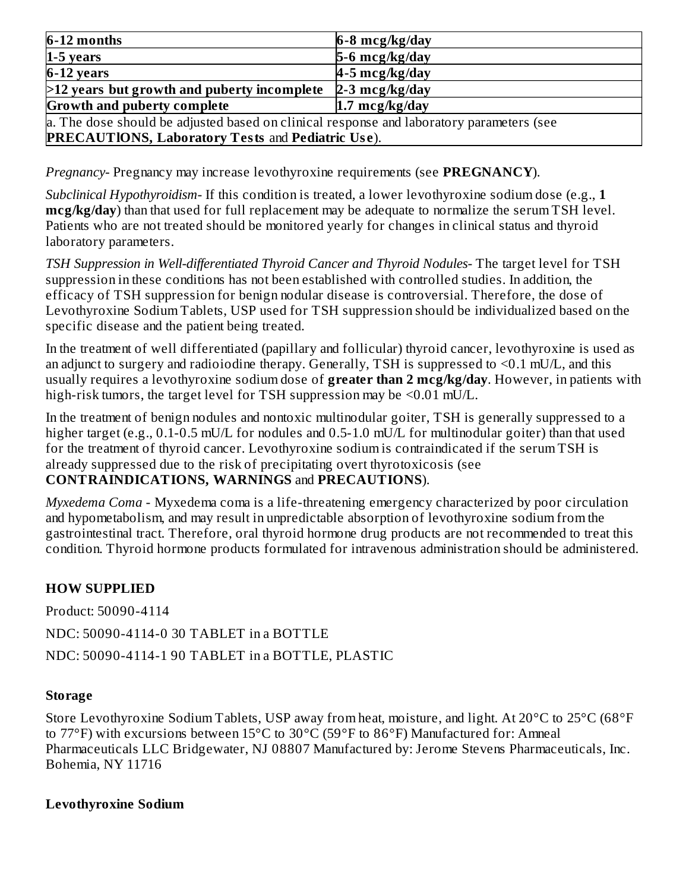| | |
|---|---|
| **6-12 months** | **6-8 mcg/kg/day** |
| **1-5 years** | **5-6 mcg/kg/day** |
| **6-12 years** | **4-5 mcg/kg/day** |
| **>12 years but growth and puberty incomplete** | **2-3 mcg/kg/day** |
| **Growth and puberty complete** | **1.7 mcg/kg/day** |
| a. The dose should be adjusted based on clinical response and laboratory parameters (see **PRECAUTIONS, Laboratory Tests** and **Pediatric Use**). | |

*Pregnancy*- Pregnancy may increase levothyroxine requirements (see **PREGNANCY**).

*Subclinical Hypothyroidism*- If this condition is treated, a lower levothyroxine sodium dose (e.g., **1 mcg/kg/day**) than that used for full replacement may be adequate to normalize the serum TSH level. Patients who are not treated should be monitored yearly for changes in clinical status and thyroid laboratory parameters.

*TSH Suppression in Well-differentiated Thyroid Cancer and Thyroid Nodules*- The target level for TSH suppression in these conditions has not been established with controlled studies. In addition, the efficacy of TSH suppression for benign nodular disease is controversial. Therefore, the dose of Levothyroxine Sodium Tablets, USP used for TSH suppression should be individualized based on the specific disease and the patient being treated.

In the treatment of well differentiated (papillary and follicular) thyroid cancer, levothyroxine is used as an adjunct to surgery and radioiodine therapy. Generally, TSH is suppressed to <0.1 mU/L, and this usually requires a levothyroxine sodium dose of **greater than 2 mcg/kg/day**. However, in patients with high-risk tumors, the target level for TSH suppression may be <0.01 mU/L.

In the treatment of benign nodules and nontoxic multinodular goiter, TSH is generally suppressed to a higher target (e.g., 0.1-0.5 mU/L for nodules and 0.5-1.0 mU/L for multinodular goiter) than that used for the treatment of thyroid cancer. Levothyroxine sodium is contraindicated if the serum TSH is already suppressed due to the risk of precipitating overt thyrotoxicosis (see **CONTRAINDICATIONS, WARNINGS** and **PRECAUTIONS**).

*Myxedema Coma* - Myxedema coma is a life-threatening emergency characterized by poor circulation and hypometabolism, and may result in unpredictable absorption of levothyroxine sodium from the gastrointestinal tract. Therefore, oral thyroid hormone drug products are not recommended to treat this condition. Thyroid hormone products formulated for intravenous administration should be administered.

## HOW SUPPLIED

Product: 50090-4114

NDC: 50090-4114-0 30 TABLET in a BOTTLE

NDC: 50090-4114-1 90 TABLET in a BOTTLE, PLASTIC

### Storage

Store Levothyroxine Sodium Tablets, USP away from heat, moisture, and light. At 20°C to 25°C (68°F to 77°F) with excursions between 15°C to 30°C (59°F to 86°F) Manufactured for: Amneal Pharmaceuticals LLC Bridgewater, NJ 08807 Manufactured by: Jerome Stevens Pharmaceuticals, Inc. Bohemia, NY 11716

**Levothyroxine Sodium**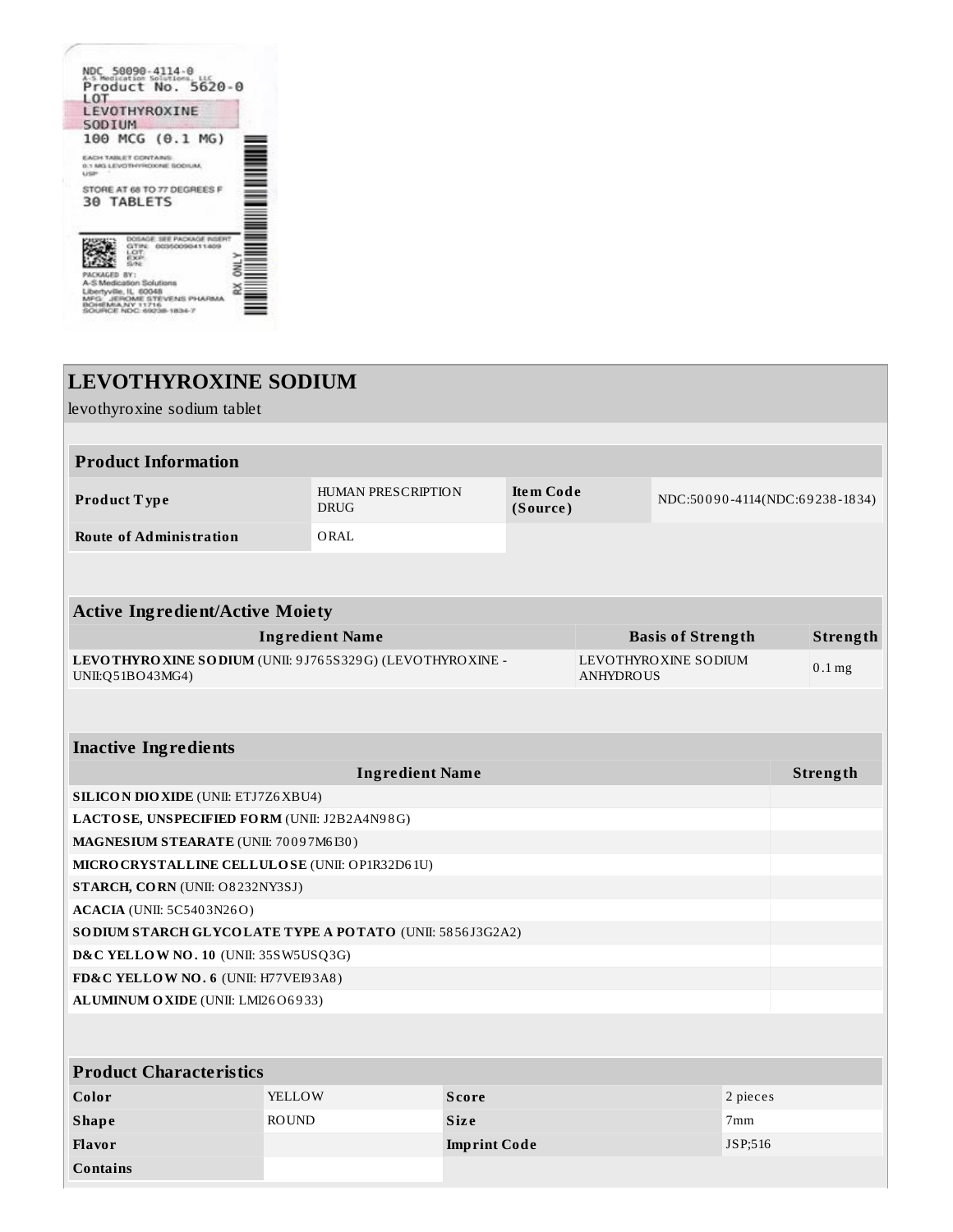NDC 50090-4114-0
A-S Medication Solutions, LLC
Product No. 5620-0
LOT
LEVOTHYROXINE SODIUM
100 MCG (0.1 MG)

EACH TABLET CONTAINS:
0.1 MG LEVOTHYROXINE SODIUM, USP

STORE AT 68 TO 77 DEGREES F
30 TABLETS

DOSAGE: SEE PACKAGE INSERT
GTIN: 00350090411409
LOT:
EXP:
S/N:

PACKAGED BY:
A-S Medication Solutions
Libertyville, IL 60048
MFG: JEROME STEVENS PHARMA
BOHEMIA,NY 11716
SOURCE NDC: 69238-1834-7

RX ONLY

# LEVOTHYROXINE SODIUM

levothyroxine sodium tablet

| Product Information | | | |
|---|---|---|---|
| **Product Type** | HUMAN PRESCRIPTION DRUG | **Item Code (Source)** | NDC:50090-4114(NDC:69238-1834) |
| **Route of Administration** | ORAL | | |

| Active Ingredient/Active Moiety | | |
|---|---|---|
| **Ingredient Name** | **Basis of Strength** | **Strength** |
| **LEVOTHYROXINE SODIUM** (UNII: 9J765S329G) (LEVOTHYROXINE - UNII:Q51BO43MG4) | LEVOTHYROXINE SODIUM ANHYDROUS | 0.1 mg |

| Inactive Ingredients | |
|---|---|
| **Ingredient Name** | **Strength** |
| **SILICON DIOXIDE** (UNII: ETJ7Z6XBU4) | |
| **LACTOSE, UNSPECIFIED FORM** (UNII: J2B2A4N98G) | |
| **MAGNESIUM STEARATE** (UNII: 70097M6I30) | |
| **MICROCRYSTALLINE CELLULOSE** (UNII: OP1R32D61U) | |
| **STARCH, CORN** (UNII: O8232NY3SJ) | |
| **ACACIA** (UNII: 5C5403N26O) | |
| **SODIUM STARCH GLYCOLATE TYPE A POTATO** (UNII: 5856J3G2A2) | |
| **D&C YELLOW NO. 10** (UNII: 35SW5USQ3G) | |
| **FD&C YELLOW NO. 6** (UNII: H77VEI93A8) | |
| **ALUMINUM OXIDE** (UNII: LMI26O6933) | |

| Product Characteristics | | | |
|---|---|---|---|
| **Color** | YELLOW | **Score** | 2 pieces |
| **Shape** | ROUND | **Size** | 7mm |
| **Flavor** | | **Imprint Code** | JSP;516 |
| **Contains** | | | |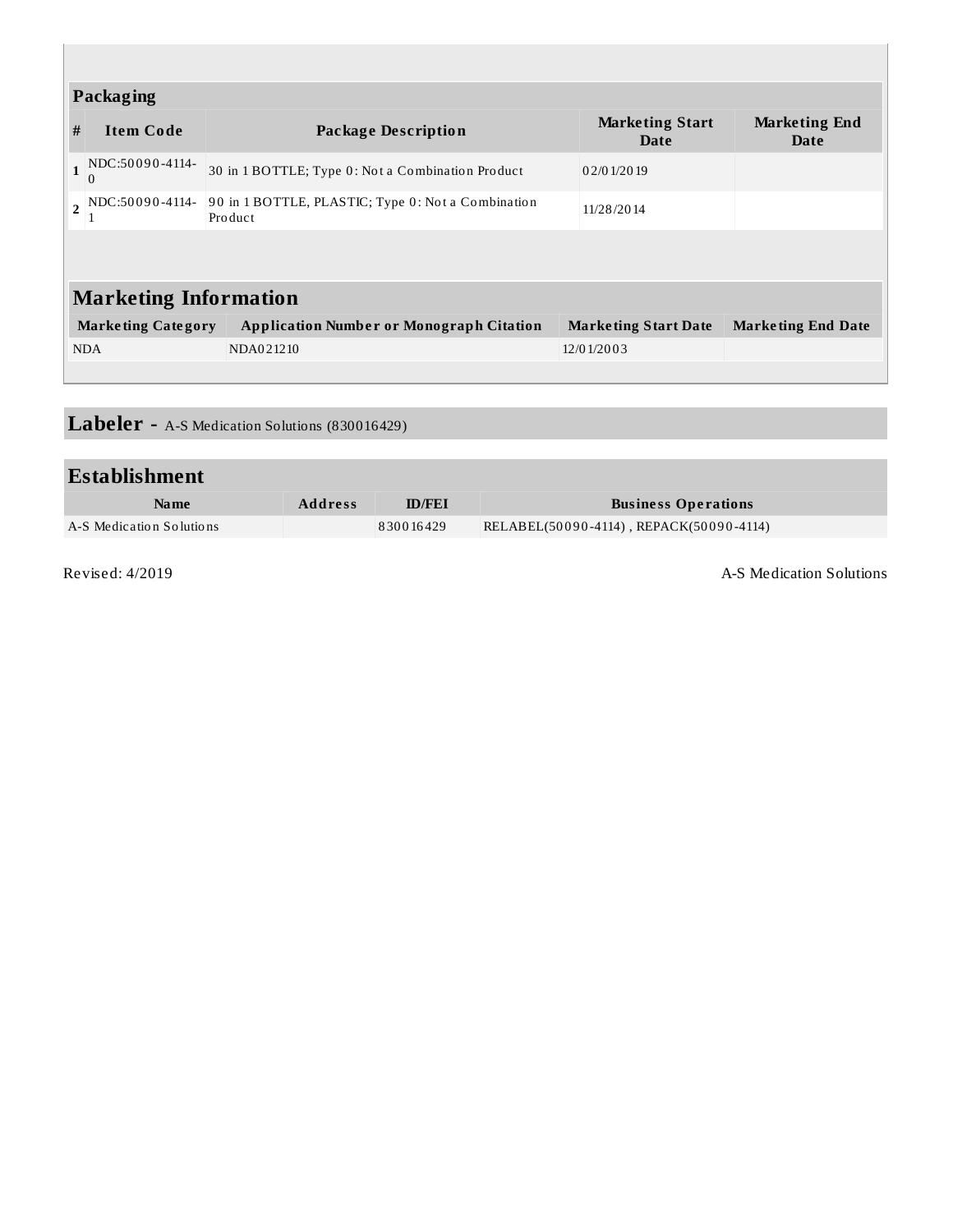## Packaging

| # | Item Code | Package Description | Marketing Start Date | Marketing End Date |
|---|---|---|---|---|
| 1 | NDC:50090-4114-0 | 30 in 1 BOTTLE; Type 0: Not a Combination Product | 02/01/2019 | |
| 2 | NDC:50090-4114-1 | 90 in 1 BOTTLE, PLASTIC; Type 0: Not a Combination Product | 11/28/2014 | |

## Marketing Information

| Marketing Category | Application Number or Monograph Citation | Marketing Start Date | Marketing End Date |
|---|---|---|---|
| NDA | NDA021210 | 12/01/2003 | |

## Labeler - A-S Medication Solutions (830016429)

## Establishment

| Name | Address | ID/FEI | Business Operations |
|---|---|---|---|
| A-S Medication Solutions | | 830016429 | RELABEL(50090-4114) , REPACK(50090-4114) |

Revised: 4/2019

A-S Medication Solutions